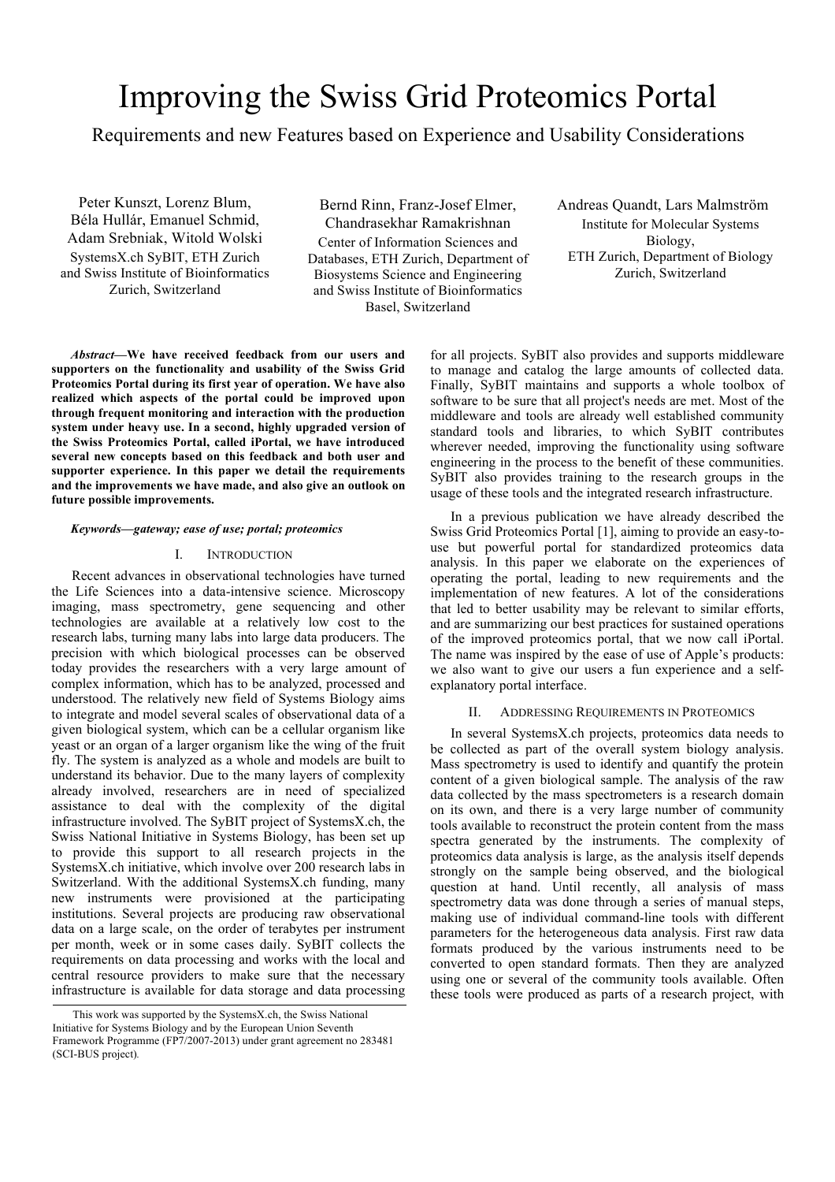# Improving the Swiss Grid Proteomics Portal

## Requirements and new Features based on Experience and Usability Considerations

Peter Kunszt, Lorenz Blum, Béla Hullár, Emanuel Schmid, Adam Srebniak, Witold Wolski
SystemsX.ch SyBIT, ETH Zurich and Swiss Institute of Bioinformatics
Zurich, Switzerland

Bernd Rinn, Franz-Josef Elmer, Chandrasekhar Ramakrishnan
Center of Information Sciences and Databases, ETH Zurich, Department of Biosystems Science and Engineering and Swiss Institute of Bioinformatics
Basel, Switzerland

Andreas Quandt, Lars Malmström
Institute for Molecular Systems Biology,
ETH Zurich, Department of Biology
Zurich, Switzerland

***Abstract*—We have received feedback from our users and supporters on the functionality and usability of the Swiss Grid Proteomics Portal during its first year of operation. We have also realized which aspects of the portal could be improved upon through frequent monitoring and interaction with the production system under heavy use. In a second, highly upgraded version of the Swiss Proteomics Portal, called iPortal, we have introduced several new concepts based on this feedback and both user and supporter experience. In this paper we detail the requirements and the improvements we have made, and also give an outlook on future possible improvements.**

***Keywords—gateway; ease of use; portal; proteomics***

## I. Introduction

Recent advances in observational technologies have turned the Life Sciences into a data-intensive science. Microscopy imaging, mass spectrometry, gene sequencing and other technologies are available at a relatively low cost to the research labs, turning many labs into large data producers. The precision with which biological processes can be observed today provides the researchers with a very large amount of complex information, which has to be analyzed, processed and understood. The relatively new field of Systems Biology aims to integrate and model several scales of observational data of a given biological system, which can be a cellular organism like yeast or an organ of a larger organism like the wing of the fruit fly. The system is analyzed as a whole and models are built to understand its behavior. Due to the many layers of complexity already involved, researchers are in need of specialized assistance to deal with the complexity of the digital infrastructure involved. The SyBIT project of SystemsX.ch, the Swiss National Initiative in Systems Biology, has been set up to provide this support to all research projects in the SystemsX.ch initiative, which involve over 200 research labs in Switzerland. With the additional SystemsX.ch funding, many new instruments were provisioned at the participating institutions. Several projects are producing raw observational data on a large scale, on the order of terabytes per instrument per month, week or in some cases daily. SyBIT collects the requirements on data processing and works with the local and central resource providers to make sure that the necessary infrastructure is available for data storage and data processing for all projects. SyBIT also provides and supports middleware to manage and catalog the large amounts of collected data. Finally, SyBIT maintains and supports a whole toolbox of software to be sure that all project's needs are met. Most of the middleware and tools are already well established community standard tools and libraries, to which SyBIT contributes wherever needed, improving the functionality using software engineering in the process to the benefit of these communities. SyBIT also provides training to the research groups in the usage of these tools and the integrated research infrastructure.

In a previous publication we have already described the Swiss Grid Proteomics Portal [1], aiming to provide an easy-to-use but powerful portal for standardized proteomics data analysis. In this paper we elaborate on the experiences of operating the portal, leading to new requirements and the implementation of new features. A lot of the considerations that led to better usability may be relevant to similar efforts, and are summarizing our best practices for sustained operations of the improved proteomics portal, that we now call iPortal. The name was inspired by the ease of use of Apple's products: we also want to give our users a fun experience and a self-explanatory portal interface.

## II. Addressing Requirements in Proteomics

In several SystemsX.ch projects, proteomics data needs to be collected as part of the overall system biology analysis. Mass spectrometry is used to identify and quantify the protein content of a given biological sample. The analysis of the raw data collected by the mass spectrometers is a research domain on its own, and there is a very large number of community tools available to reconstruct the protein content from the mass spectra generated by the instruments. The complexity of proteomics data analysis is large, as the analysis itself depends strongly on the sample being observed, and the biological question at hand. Until recently, all analysis of mass spectrometry data was done through a series of manual steps, making use of individual command-line tools with different parameters for the heterogeneous data analysis. First raw data formats produced by the various instruments need to be converted to open standard formats. Then they are analyzed using one or several of the community tools available. Often these tools were produced as parts of a research project, with

This work was supported by the SystemsX.ch, the Swiss National Initiative for Systems Biology and by the European Union Seventh Framework Programme (FP7/2007-2013) under grant agreement no 283481 (SCI-BUS project).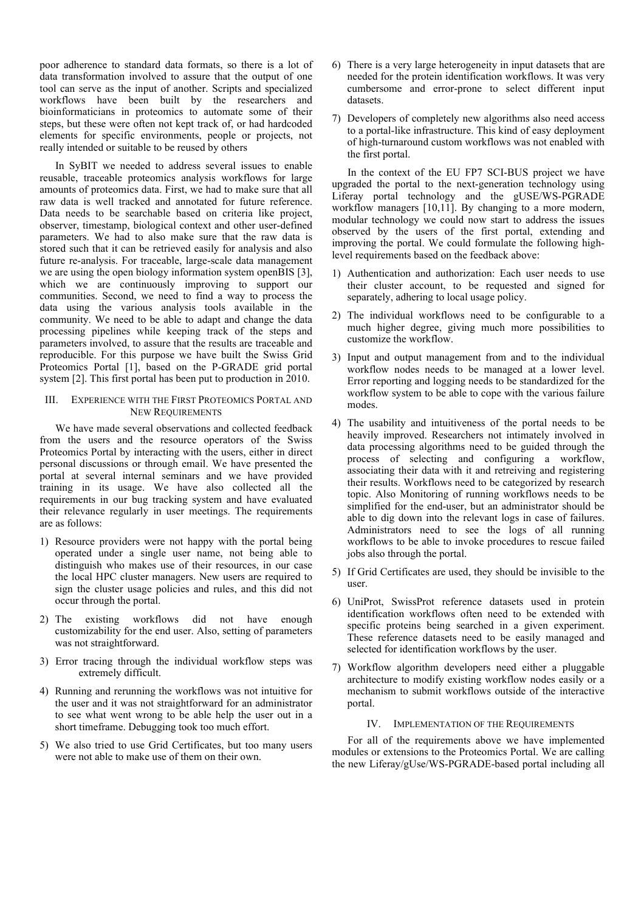poor adherence to standard data formats, so there is a lot of data transformation involved to assure that the output of one tool can serve as the input of another. Scripts and specialized workflows have been built by the researchers and bioinformaticians in proteomics to automate some of their steps, but these were often not kept track of, or had hardcoded elements for specific environments, people or projects, not really intended or suitable to be reused by others

In SyBIT we needed to address several issues to enable reusable, traceable proteomics analysis workflows for large amounts of proteomics data. First, we had to make sure that all raw data is well tracked and annotated for future reference. Data needs to be searchable based on criteria like project, observer, timestamp, biological context and other user-defined parameters. We had to also make sure that the raw data is stored such that it can be retrieved easily for analysis and also future re-analysis. For traceable, large-scale data management we are using the open biology information system openBIS [3], which we are continuously improving to support our communities. Second, we need to find a way to process the data using the various analysis tools available in the community. We need to be able to adapt and change the data processing pipelines while keeping track of the steps and parameters involved, to assure that the results are traceable and reproducible. For this purpose we have built the Swiss Grid Proteomics Portal [1], based on the P-GRADE grid portal system [2]. This first portal has been put to production in 2010.

## III. Experience with the First Proteomics Portal and New Requirements

We have made several observations and collected feedback from the users and the resource operators of the Swiss Proteomics Portal by interacting with the users, either in direct personal discussions or through email. We have presented the portal at several internal seminars and we have provided training in its usage. We have also collected all the requirements in our bug tracking system and have evaluated their relevance regularly in user meetings. The requirements are as follows:

1) Resource providers were not happy with the portal being operated under a single user name, not being able to distinguish who makes use of their resources, in our case the local HPC cluster managers. New users are required to sign the cluster usage policies and rules, and this did not occur through the portal.
2) The existing workflows did not have enough customizability for the end user. Also, setting of parameters was not straightforward.
3) Error tracing through the individual workflow steps was extremely difficult.
4) Running and rerunning the workflows was not intuitive for the user and it was not straightforward for an administrator to see what went wrong to be able help the user out in a short timeframe. Debugging took too much effort.
5) We also tried to use Grid Certificates, but too many users were not able to make use of them on their own.
6) There is a very large heterogeneity in input datasets that are needed for the protein identification workflows. It was very cumbersome and error-prone to select different input datasets.
7) Developers of completely new algorithms also need access to a portal-like infrastructure. This kind of easy deployment of high-turnaround custom workflows was not enabled with the first portal.

In the context of the EU FP7 SCI-BUS project we have upgraded the portal to the next-generation technology using Liferay portal technology and the gUSE/WS-PGRADE workflow managers [10,11]. By changing to a more modern, modular technology we could now start to address the issues observed by the users of the first portal, extending and improving the portal. We could formulate the following high-level requirements based on the feedback above:

1) Authentication and authorization: Each user needs to use their cluster account, to be requested and signed for separately, adhering to local usage policy.
2) The individual workflows need to be configurable to a much higher degree, giving much more possibilities to customize the workflow.
3) Input and output management from and to the individual workflow nodes needs to be managed at a lower level. Error reporting and logging needs to be standardized for the workflow system to be able to cope with the various failure modes.
4) The usability and intuitiveness of the portal needs to be heavily improved. Researchers not intimately involved in data processing algorithms need to be guided through the process of selecting and configuring a workflow, associating their data with it and retreiving and registering their results. Workflows need to be categorized by research topic. Also Monitoring of running workflows needs to be simplified for the end-user, but an administrator should be able to dig down into the relevant logs in case of failures. Administrators need to see the logs of all running workflows to be able to invoke procedures to rescue failed jobs also through the portal.
5) If Grid Certificates are used, they should be invisible to the user.
6) UniProt, SwissProt reference datasets used in protein identification workflows often need to be extended with specific proteins being searched in a given experiment. These reference datasets need to be easily managed and selected for identification workflows by the user.
7) Workflow algorithm developers need either a pluggable architecture to modify existing workflow nodes easily or a mechanism to submit workflows outside of the interactive portal.

## IV. Implementation of the Requirements

For all of the requirements above we have implemented modules or extensions to the Proteomics Portal. We are calling the new Liferay/gUse/WS-PGRADE-based portal including all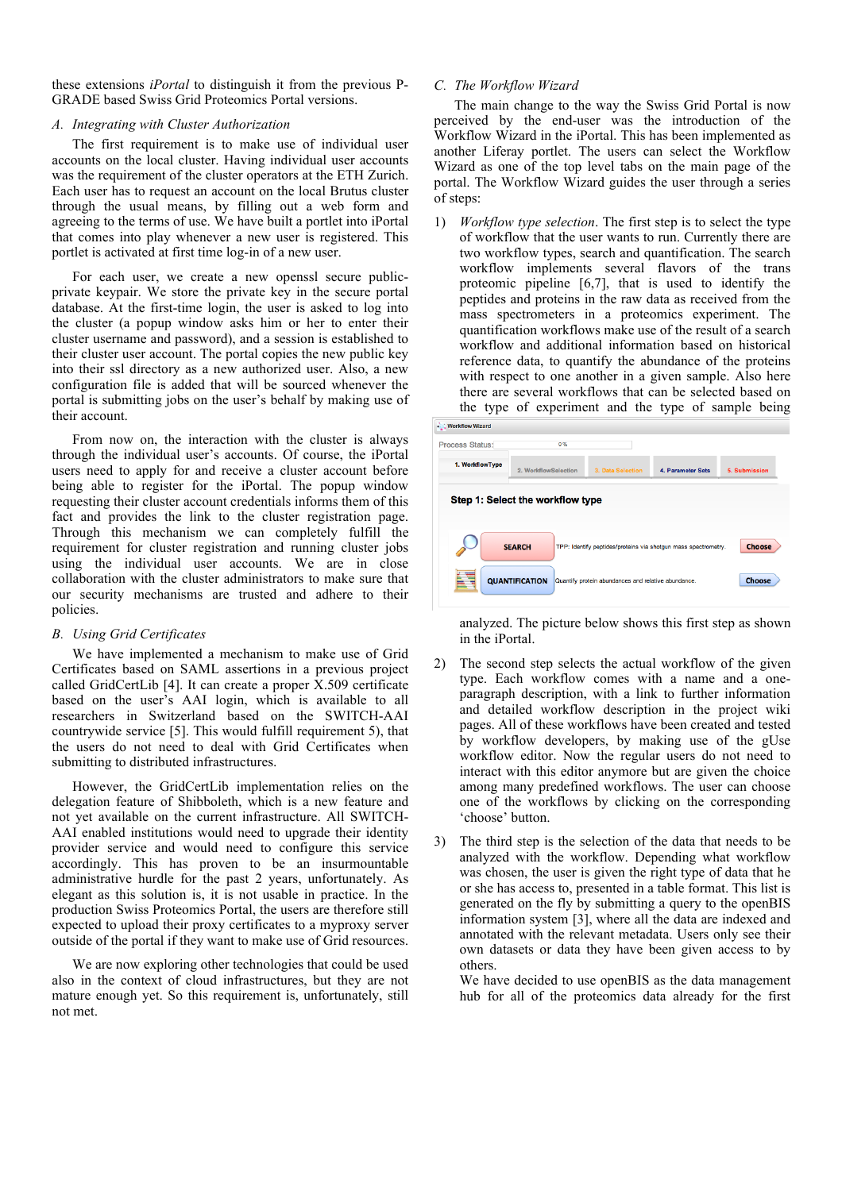these extensions *iPortal* to distinguish it from the previous P-GRADE based Swiss Grid Proteomics Portal versions.

### A. Integrating with Cluster Authorization

The first requirement is to make use of individual user accounts on the local cluster. Having individual user accounts was the requirement of the cluster operators at the ETH Zurich. Each user has to request an account on the local Brutus cluster through the usual means, by filling out a web form and agreeing to the terms of use. We have built a portlet into iPortal that comes into play whenever a new user is registered. This portlet is activated at first time log-in of a new user.

For each user, we create a new openssl secure public-private keypair. We store the private key in the secure portal database. At the first-time login, the user is asked to log into the cluster (a popup window asks him or her to enter their cluster username and password), and a session is established to their cluster user account. The portal copies the new public key into their ssl directory as a new authorized user. Also, a new configuration file is added that will be sourced whenever the portal is submitting jobs on the user's behalf by making use of their account.

From now on, the interaction with the cluster is always through the individual user's accounts. Of course, the iPortal users need to apply for and receive a cluster account before being able to register for the iPortal. The popup window requesting their cluster account credentials informs them of this fact and provides the link to the cluster registration page. Through this mechanism we can completely fulfill the requirement for cluster registration and running cluster jobs using the individual user accounts. We are in close collaboration with the cluster administrators to make sure that our security mechanisms are trusted and adhere to their policies.

### B. Using Grid Certificates

We have implemented a mechanism to make use of Grid Certificates based on SAML assertions in a previous project called GridCertLib [4]. It can create a proper X.509 certificate based on the user's AAI login, which is available to all researchers in Switzerland based on the SWITCH-AAI countrywide service [5]. This would fulfill requirement 5), that the users do not need to deal with Grid Certificates when submitting to distributed infrastructures.

However, the GridCertLib implementation relies on the delegation feature of Shibboleth, which is a new feature and not yet available on the current infrastructure. All SWITCH-AAI enabled institutions would need to upgrade their identity provider service and would need to configure this service accordingly. This has proven to be an insurmountable administrative hurdle for the past 2 years, unfortunately. As elegant as this solution is, it is not usable in practice. In the production Swiss Proteomics Portal, the users are therefore still expected to upload their proxy certificates to a myproxy server outside of the portal if they want to make use of Grid resources.

We are now exploring other technologies that could be used also in the context of cloud infrastructures, but they are not mature enough yet. So this requirement is, unfortunately, still not met.

### C. The Workflow Wizard

The main change to the way the Swiss Grid Portal is now perceived by the end-user was the introduction of the Workflow Wizard in the iPortal. This has been implemented as another Liferay portlet. The users can select the Workflow Wizard as one of the top level tabs on the main page of the portal. The Workflow Wizard guides the user through a series of steps:

1) *Workflow type selection*. The first step is to select the type of workflow that the user wants to run. Currently there are two workflow types, search and quantification. The search workflow implements several flavors of the trans proteomic pipeline [6,7], that is used to identify the peptides and proteins in the raw data as received from the mass spectrometers in a proteomics experiment. The quantification workflows make use of the result of a search workflow and additional information based on historical reference data, to quantify the abundance of the proteins with respect to one another in a given sample. Also here there are several workflows that can be selected based on the type of experiment and the type of sample being analyzed. The picture below shows this first step as shown in the iPortal.

2) The second step selects the actual workflow of the given type. Each workflow comes with a name and a one-paragraph description, with a link to further information and detailed workflow description in the project wiki pages. All of these workflows have been created and tested by workflow developers, by making use of the gUse workflow editor. Now the regular users do not need to interact with this editor anymore but are given the choice among many predefined workflows. The user can choose one of the workflows by clicking on the corresponding 'choose' button.

3) The third step is the selection of the data that needs to be analyzed with the workflow. Depending what workflow was chosen, the user is given the right type of data that he or she has access to, presented in a table format. This list is generated on the fly by submitting a query to the openBIS information system [3], where all the data are indexed and annotated with the relevant metadata. Users only see their own datasets or data they have been given access to by others.
We have decided to use openBIS as the data management hub for all of the proteomics data already for the first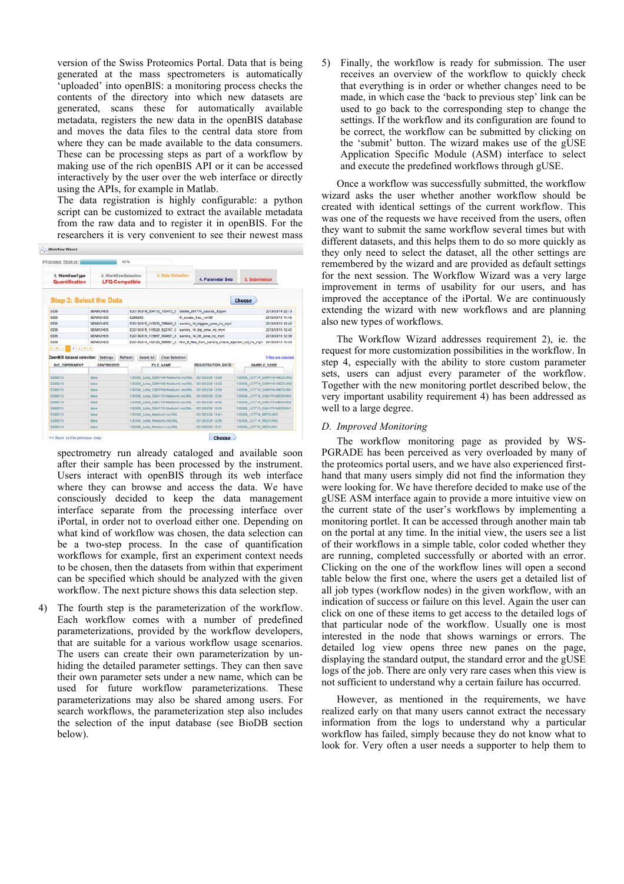version of the Swiss Proteomics Portal. Data that is being generated at the mass spectrometers is automatically 'uploaded' into openBIS: a monitoring process checks the contents of the directory into which new datasets are generated, scans these for automatically available metadata, registers the new data in the openBIS database and moves the data files to the central data store from where they can be made available to the data consumers. These can be processing steps as part of a workflow by making use of the rich openBIS API or it can be accessed interactively by the user over the web interface or directly using the APIs, for example in Matlab.

The data registration is highly configurable: a python script can be customized to extract the available metadata from the raw data and to register it in openBIS. For the researchers it is very convenient to see their newest mass spectrometry run already cataloged and available soon after their sample has been processed by the instrument. Users interact with openBIS through its web interface where they can browse and access the data. We have consciously decided to keep the data management interface separate from the processing interface over iPortal, in order not to overload either one. Depending on what kind of workflow was chosen, the data selection can be a two-step process. In the case of quantification workflows for example, first an experiment context needs to be chosen, then the datasets from within that experiment can be specified which should be analyzed with the given workflow. The next picture shows this data selection step.

4) The fourth step is the parameterization of the workflow. Each workflow comes with a number of predefined parameterizations, provided by the workflow developers, that are suitable for a various workflow usage scenarios. The users can create their own parameterization by un-hiding the detailed parameter settings. They can then save their own parameter sets under a new name, which can be used for future workflow parameterizations. These parameterizations may also be shared among users. For search workflows, the parameterization step also includes the selection of the input database (see BioDB section below).

5) Finally, the workflow is ready for submission. The user receives an overview of the workflow to quickly check that everything is in order or whether changes need to be made, in which case the 'back to previous step' link can be used to go back to the corresponding step to change the settings. If the workflow and its configuration are found to be correct, the workflow can be submitted by clicking on the 'submit' button. The wizard makes use of the gUSE Application Specific Module (ASM) interface to select and execute the predefined workflows through gUSE.

Once a workflow was successfully submitted, the workflow wizard asks the user whether another workflow should be created with identical settings of the current workflow. This was one of the requests we have received from the users, often they want to submit the same workflow several times but with different datasets, and this helps them to do so more quickly as they only need to select the dataset, all the other settings are remembered by the wizard and are provided as default settings for the next session. The Workflow Wizard was a very large improvement in terms of usability for our users, and has improved the acceptance of the iPortal. We are continuously extending the wizard with new workflows and are planning also new types of workflows.

The Workflow Wizard addresses requirement 2), ie. the request for more customization possibilities in the workflow. In step 4, especially with the ability to store custom parameter sets, users can adjust every parameter of the workflow. Together with the new monitoring portlet described below, the very important usability requirement 4) has been addressed as well to a large degree.

### *D. Improved Monitoring*

The workflow monitoring page as provided by WS-PGRADE has been perceived as very overloaded by many of the proteomics portal users, and we have also experienced first-hand that many users simply did not find the information they were looking for. We have therefore decided to make use of the gUSE ASM interface again to provide a more intuitive view on the current state of the user's workflows by implementing a monitoring portlet. It can be accessed through another main tab on the portal at any time. In the initial view, the users see a list of their workflows in a simple table, color coded whether they are running, completed successfully or aborted with an error. Clicking on the one of the workflow lines will open a second table below the first one, where the users get a detailed list of all job types (workflow nodes) in the given workflow, with an indication of success or failure on this level. Again the user can click on one of these items to get access to the detailed logs of that particular node of the workflow. Usually one is most interested in the node that shows warnings or errors. The detailed log view opens three new panes on the page, displaying the standard output, the standard error and the gUSE logs of the job. There are only very rare cases when this view is not sufficient to understand why a certain failure has occurred.

However, as mentioned in the requirements, we have realized early on that many users cannot extract the necessary information from the logs to understand why a particular workflow has failed, simply because they do not know what to look for. Very often a user needs a supporter to help them to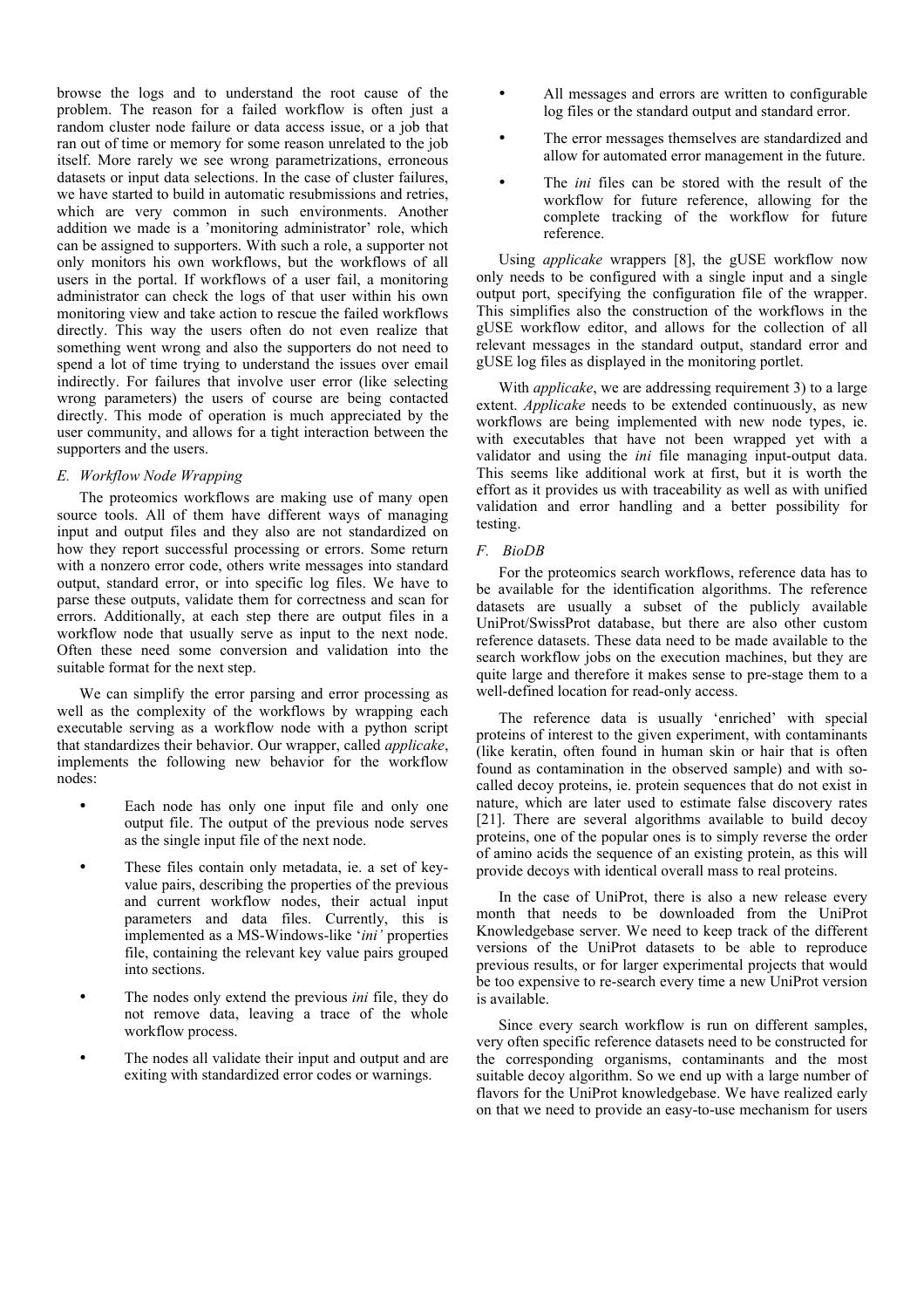browse the logs and to understand the root cause of the problem. The reason for a failed workflow is often just a random cluster node failure or data access issue, or a job that ran out of time or memory for some reason unrelated to the job itself. More rarely we see wrong parametrizations, erroneous datasets or input data selections. In the case of cluster failures, we have started to build in automatic resubmissions and retries, which are very common in such environments. Another addition we made is a 'monitoring administrator' role, which can be assigned to supporters. With such a role, a supporter not only monitors his own workflows, but the workflows of all users in the portal. If workflows of a user fail, a monitoring administrator can check the logs of that user within his own monitoring view and take action to rescue the failed workflows directly. This way the users often do not even realize that something went wrong and also the supporters do not need to spend a lot of time trying to understand the issues over email indirectly. For failures that involve user error (like selecting wrong parameters) the users of course are being contacted directly. This mode of operation is much appreciated by the user community, and allows for a tight interaction between the supporters and the users.

### E. Workflow Node Wrapping

The proteomics workflows are making use of many open source tools. All of them have different ways of managing input and output files and they also are not standardized on how they report successful processing or errors. Some return with a nonzero error code, others write messages into standard output, standard error, or into specific log files. We have to parse these outputs, validate them for correctness and scan for errors. Additionally, at each step there are output files in a workflow node that usually serve as input to the next node. Often these need some conversion and validation into the suitable format for the next step.

We can simplify the error parsing and error processing as well as the complexity of the workflows by wrapping each executable serving as a workflow node with a python script that standardizes their behavior. Our wrapper, called *applicake*, implements the following new behavior for the workflow nodes:

- Each node has only one input file and only one output file. The output of the previous node serves as the single input file of the next node.
- These files contain only metadata, ie. a set of key-value pairs, describing the properties of the previous and current workflow nodes, their actual input parameters and data files. Currently, this is implemented as a MS-Windows-like '*ini'* properties file, containing the relevant key value pairs grouped into sections.
- The nodes only extend the previous *ini* file, they do not remove data, leaving a trace of the whole workflow process.
- The nodes all validate their input and output and are exiting with standardized error codes or warnings.
- All messages and errors are written to configurable log files or the standard output and standard error.
- The error messages themselves are standardized and allow for automated error management in the future.
- The *ini* files can be stored with the result of the workflow for future reference, allowing for the complete tracking of the workflow for future reference.

Using *applicake* wrappers [8], the gUSE workflow now only needs to be configured with a single input and a single output port, specifying the configuration file of the wrapper. This simplifies also the construction of the workflows in the gUSE workflow editor, and allows for the collection of all relevant messages in the standard output, standard error and gUSE log files as displayed in the monitoring portlet.

With *applicake*, we are addressing requirement 3) to a large extent. *Applicake* needs to be extended continuously, as new workflows are being implemented with new node types, ie. with executables that have not been wrapped yet with a validator and using the *ini* file managing input-output data. This seems like additional work at first, but it is worth the effort as it provides us with traceability as well as with unified validation and error handling and a better possibility for testing.

### F. BioDB

For the proteomics search workflows, reference data has to be available for the identification algorithms. The reference datasets are usually a subset of the publicly available UniProt/SwissProt database, but there are also other custom reference datasets. These data need to be made available to the search workflow jobs on the execution machines, but they are quite large and therefore it makes sense to pre-stage them to a well-defined location for read-only access.

The reference data is usually 'enriched' with special proteins of interest to the given experiment, with contaminants (like keratin, often found in human skin or hair that is often found as contamination in the observed sample) and with so-called decoy proteins, ie. protein sequences that do not exist in nature, which are later used to estimate false discovery rates [21]. There are several algorithms available to build decoy proteins, one of the popular ones is to simply reverse the order of amino acids the sequence of an existing protein, as this will provide decoys with identical overall mass to real proteins.

In the case of UniProt, there is also a new release every month that needs to be downloaded from the UniProt Knowledgebase server. We need to keep track of the different versions of the UniProt datasets to be able to reproduce previous results, or for larger experimental projects that would be too expensive to re-search every time a new UniProt version is available.

Since every search workflow is run on different samples, very often specific reference datasets need to be constructed for the corresponding organisms, contaminants and the most suitable decoy algorithm. So we end up with a large number of flavors for the UniProt knowledgebase. We have realized early on that we need to provide an easy-to-use mechanism for users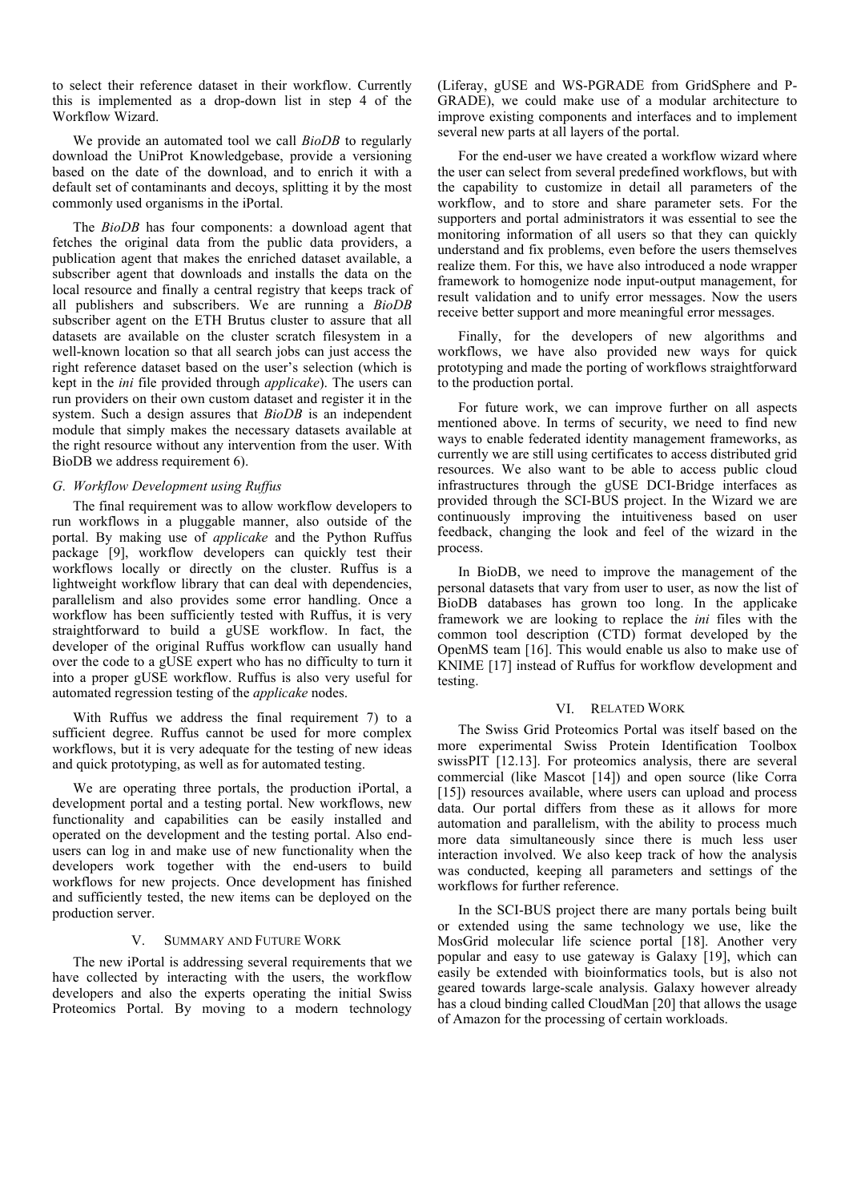to select their reference dataset in their workflow. Currently this is implemented as a drop-down list in step 4 of the Workflow Wizard.

We provide an automated tool we call *BioDB* to regularly download the UniProt Knowledgebase, provide a versioning based on the date of the download, and to enrich it with a default set of contaminants and decoys, splitting it by the most commonly used organisms in the iPortal.

The *BioDB* has four components: a download agent that fetches the original data from the public data providers, a publication agent that makes the enriched dataset available, a subscriber agent that downloads and installs the data on the local resource and finally a central registry that keeps track of all publishers and subscribers. We are running a *BioDB* subscriber agent on the ETH Brutus cluster to assure that all datasets are available on the cluster scratch filesystem in a well-known location so that all search jobs can just access the right reference dataset based on the user's selection (which is kept in the *ini* file provided through *applicake*). The users can run providers on their own custom dataset and register it in the system. Such a design assures that *BioDB* is an independent module that simply makes the necessary datasets available at the right resource without any intervention from the user. With BioDB we address requirement 6).

### *G. Workflow Development using Ruffus*

The final requirement was to allow workflow developers to run workflows in a pluggable manner, also outside of the portal. By making use of *applicake* and the Python Ruffus package [9], workflow developers can quickly test their workflows locally or directly on the cluster. Ruffus is a lightweight workflow library that can deal with dependencies, parallelism and also provides some error handling. Once a workflow has been sufficiently tested with Ruffus, it is very straightforward to build a gUSE workflow. In fact, the developer of the original Ruffus workflow can usually hand over the code to a gUSE expert who has no difficulty to turn it into a proper gUSE workflow. Ruffus is also very useful for automated regression testing of the *applicake* nodes.

With Ruffus we address the final requirement 7) to a sufficient degree. Ruffus cannot be used for more complex workflows, but it is very adequate for the testing of new ideas and quick prototyping, as well as for automated testing.

We are operating three portals, the production iPortal, a development portal and a testing portal. New workflows, new functionality and capabilities can be easily installed and operated on the development and the testing portal. Also end-users can log in and make use of new functionality when the developers work together with the end-users to build workflows for new projects. Once development has finished and sufficiently tested, the new items can be deployed on the production server.

## V. Summary and Future Work

The new iPortal is addressing several requirements that we have collected by interacting with the users, the workflow developers and also the experts operating the initial Swiss Proteomics Portal. By moving to a modern technology (Liferay, gUSE and WS-PGRADE from GridSphere and P-GRADE), we could make use of a modular architecture to improve existing components and interfaces and to implement several new parts at all layers of the portal.

For the end-user we have created a workflow wizard where the user can select from several predefined workflows, but with the capability to customize in detail all parameters of the workflow, and to store and share parameter sets. For the supporters and portal administrators it was essential to see the monitoring information of all users so that they can quickly understand and fix problems, even before the users themselves realize them. For this, we have also introduced a node wrapper framework to homogenize node input-output management, for result validation and to unify error messages. Now the users receive better support and more meaningful error messages.

Finally, for the developers of new algorithms and workflows, we have also provided new ways for quick prototyping and made the porting of workflows straightforward to the production portal.

For future work, we can improve further on all aspects mentioned above. In terms of security, we need to find new ways to enable federated identity management frameworks, as currently we are still using certificates to access distributed grid resources. We also want to be able to access public cloud infrastructures through the gUSE DCI-Bridge interfaces as provided through the SCI-BUS project. In the Wizard we are continuously improving the intuitiveness based on user feedback, changing the look and feel of the wizard in the process.

In BioDB, we need to improve the management of the personal datasets that vary from user to user, as now the list of BioDB databases has grown too long. In the applicake framework we are looking to replace the *ini* files with the common tool description (CTD) format developed by the OpenMS team [16]. This would enable us also to make use of KNIME [17] instead of Ruffus for workflow development and testing.

## VI. Related Work

The Swiss Grid Proteomics Portal was itself based on the more experimental Swiss Protein Identification Toolbox swissPIT [12.13]. For proteomics analysis, there are several commercial (like Mascot [14]) and open source (like Corra [15]) resources available, where users can upload and process data. Our portal differs from these as it allows for more automation and parallelism, with the ability to process much more data simultaneously since there is much less user interaction involved. We also keep track of how the analysis was conducted, keeping all parameters and settings of the workflows for further reference.

In the SCI-BUS project there are many portals being built or extended using the same technology we use, like the MosGrid molecular life science portal [18]. Another very popular and easy to use gateway is Galaxy [19], which can easily be extended with bioinformatics tools, but is also not geared towards large-scale analysis. Galaxy however already has a cloud binding called CloudMan [20] that allows the usage of Amazon for the processing of certain workloads.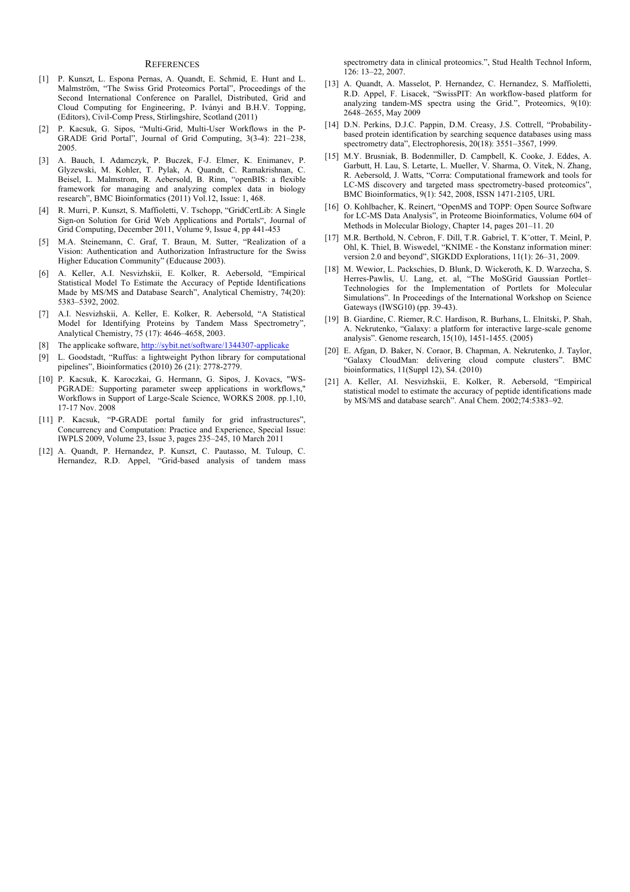## References

[1] P. Kunszt, L. Espona Pernas, A. Quandt, E. Schmid, E. Hunt and L. Malmström, "The Swiss Grid Proteomics Portal", Proceedings of the Second International Conference on Parallel, Distributed, Grid and Cloud Computing for Engineering, P. Iványi and B.H.V. Topping, (Editors), Civil-Comp Press, Stirlingshire, Scotland (2011)

[2] P. Kacsuk, G. Sipos, "Multi-Grid, Multi-User Workflows in the P-GRADE Grid Portal", Journal of Grid Computing, 3(3-4): 221–238, 2005.

[3] A. Bauch, I. Adamczyk, P. Buczek, F-J. Elmer, K. Enimanev, P. Glyzewski, M. Kohler, T. Pylak, A. Quandt, C. Ramakrishnan, C. Beisel, L. Malmstrom, R. Aebersold, B. Rinn, "openBIS: a flexible framework for managing and analyzing complex data in biology research", BMC Bioinformatics (2011) Vol.12, Issue: 1, 468.

[4] R. Murri, P. Kunszt, S. Maffioletti, V. Tschopp, "GridCertLib: A Single Sign-on Solution for Grid Web Applications and Portals", Journal of Grid Computing, December 2011, Volume 9, Issue 4, pp 441-453

[5] M.A. Steinemann, C. Graf, T. Braun, M. Sutter, "Realization of a Vision: Authentication and Authorization Infrastructure for the Swiss Higher Education Community" (Educause 2003).

[6] A. Keller, A.I. Nesvizhskii, E. Kolker, R. Aebersold, "Empirical Statistical Model To Estimate the Accuracy of Peptide Identifications Made by MS/MS and Database Search", Analytical Chemistry, 74(20): 5383–5392, 2002.

[7] A.I. Nesvizhskii, A. Keller, E. Kolker, R. Aebersold, "A Statistical Model for Identifying Proteins by Tandem Mass Spectrometry", Analytical Chemistry, 75 (17): 4646–4658, 2003.

[8] The applicake software, http://sybit.net/software/1344307-applicake

[9] L. Goodstadt, "Ruffus: a lightweight Python library for computational pipelines", Bioinformatics (2010) 26 (21): 2778-2779.

[10] P. Kacsuk, K. Karoczkai, G. Hermann, G. Sipos, J. Kovacs, "WS-PGRADE: Supporting parameter sweep applications in workflows," Workflows in Support of Large-Scale Science, WORKS 2008. pp.1,10, 17-17 Nov. 2008

[11] P. Kacsuk, "P-GRADE portal family for grid infrastructures", Concurrency and Computation: Practice and Experience, Special Issue: IWPLS 2009, Volume 23, Issue 3, pages 235–245, 10 March 2011

[12] A. Quandt, P. Hernandez, P. Kunszt, C. Pautasso, M. Tuloup, C. Hernandez, R.D. Appel, "Grid-based analysis of tandem mass spectrometry data in clinical proteomics.", Stud Health Technol Inform, 126: 13–22, 2007.

[13] A. Quandt, A. Masselot, P. Hernandez, C. Hernandez, S. Maffioletti, R.D. Appel, F. Lisacek, "SwissPIT: An workflow-based platform for analyzing tandem-MS spectra using the Grid.", Proteomics, 9(10): 2648–2655, May 2009

[14] D.N. Perkins, D.J.C. Pappin, D.M. Creasy, J.S. Cottrell, "Probability-based protein identification by searching sequence databases using mass spectrometry data", Electrophoresis, 20(18): 3551–3567, 1999.

[15] M.Y. Brusniak, B. Bodenmiller, D. Campbell, K. Cooke, J. Eddes, A. Garbutt, H. Lau, S. Letarte, L. Mueller, V. Sharma, O. Vitek, N. Zhang, R. Aebersold, J. Watts, "Corra: Computational framework and tools for LC-MS discovery and targeted mass spectrometry-based proteomics", BMC Bioinformatics, 9(1): 542, 2008, ISSN 1471-2105, URL

[16] O. Kohlbacher, K. Reinert, "OpenMS and TOPP: Open Source Software for LC-MS Data Analysis", in Proteome Bioinformatics, Volume 604 of Methods in Molecular Biology, Chapter 14, pages 201–11. 20

[17] M.R. Berthold, N. Cebron, F. Dill, T.R. Gabriel, T. K¨otter, T. Meinl, P. Ohl, K. Thiel, B. Wiswedel, "KNIME - the Konstanz information miner: version 2.0 and beyond", SIGKDD Explorations, 11(1): 26–31, 2009.

[18] M. Wewior, L. Packschies, D. Blunk, D. Wickeroth, K. D. Warzecha, S. Herres-Pawlis, U. Lang, et. al, "The MoSGrid Gaussian Portlet– Technologies for the Implementation of Portlets for Molecular Simulations". In Proceedings of the International Workshop on Science Gateways (IWSG10) (pp. 39-43).

[19] B. Giardine, C. Riemer, R.C. Hardison, R. Burhans, L. Elnitski, P. Shah, A. Nekrutenko, "Galaxy: a platform for interactive large-scale genome analysis". Genome research, 15(10), 1451-1455. (2005)

[20] E. Afgan, D. Baker, N. Coraor, B. Chapman, A. Nekrutenko, J. Taylor, "Galaxy CloudMan: delivering cloud compute clusters". BMC bioinformatics, 11(Suppl 12), S4. (2010)

[21] A. Keller, AI. Nesvizhskii, E. Kolker, R. Aebersold, "Empirical statistical model to estimate the accuracy of peptide identifications made by MS/MS and database search". Anal Chem. 2002;74:5383–92.